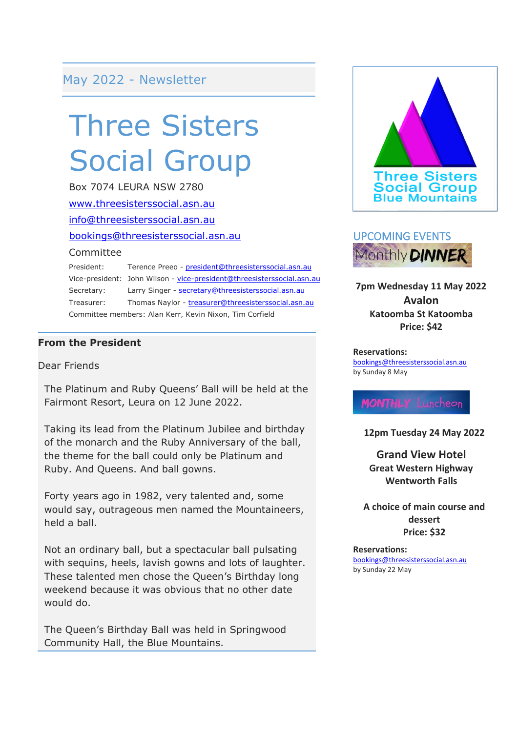May 2022 - Newsletter

# Three Sisters Social Group

Box 7074 LEURA NSW 2780

www.threesisterssocial.asn.au

info@threesisterssocial.asn.au

bookings@threesisterssocial.asn.au

## Committee

President: Terence Preeo - president@threesisterssocial.asn.au

Vice-president: John Wilson - vice-president@threesisterssocial.asn.au

Secretary: Larry Singer - secretary@threesisterssocial.asn.au

Treasurer: Thomas Naylor - treasurer@threesisterssocial.asn.au

Committee members: Alan Kerr, Kevin Nixon, Tim Corfield

## From the President

Dear Friends

The Platinum and Ruby Queens' Ball will be held at the Fairmont Resort, Leura on 12 June 2022.

Taking its lead from the Platinum Jubilee and birthday of the monarch and the Ruby Anniversary of the ball, the theme for the ball could only be Platinum and Ruby. And Queens. And ball gowns.

Forty years ago in 1982, very talented and, some would say, outrageous men named the Mountaineers, held a ball.

Not an ordinary ball, but a spectacular ball pulsating with sequins, heels, lavish gowns and lots of laughter. These talented men chose the Queen's Birthday long weekend because it was obvious that no other date would do.

The Queen's Birthday Ball was held in Springwood Community Hall, the Blue Mountains.

Three Sisters Social Group Blue Mountains

## UPCOMING EVENTS

### Monthly DINNER

**7pm Wednesday 11 May 2022**

**Avalon**

**Katoomba St Katoomba**

**Price: $42**

**Reservations:**
bookings@threesisterssocial.asn.au
by Sunday 8 May

### MONTHLY Luncheon

**12pm Tuesday 24 May 2022**

**Grand View Hotel**

**Great Western Highway**

**Wentworth Falls**

**A choice of main course and dessert**

**Price: $32**

**Reservations:**
bookings@threesisterssocial.asn.au
by Sunday 22 May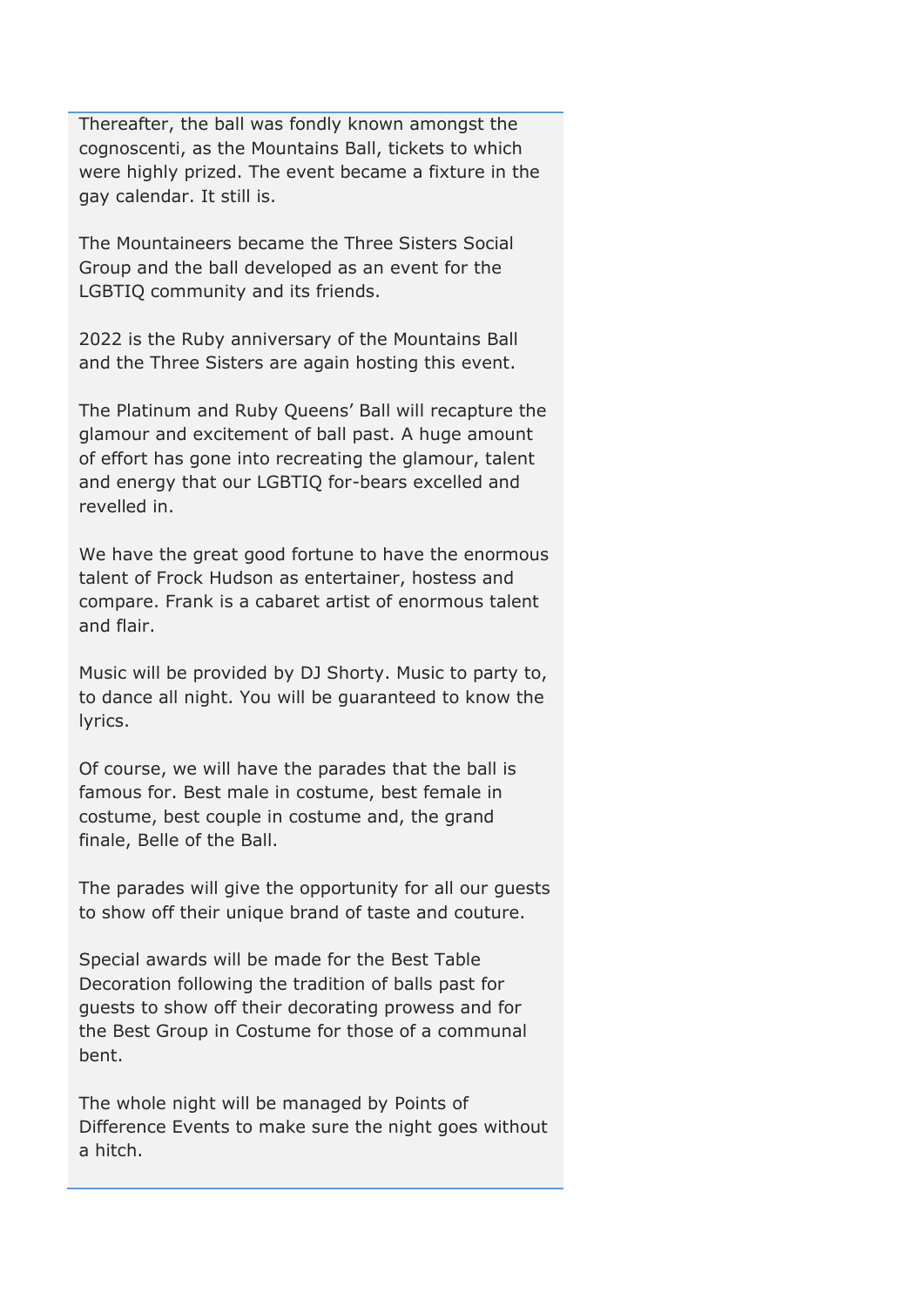Thereafter, the ball was fondly known amongst the cognoscenti, as the Mountains Ball, tickets to which were highly prized. The event became a fixture in the gay calendar. It still is.

The Mountaineers became the Three Sisters Social Group and the ball developed as an event for the LGBTIQ community and its friends.

2022 is the Ruby anniversary of the Mountains Ball and the Three Sisters are again hosting this event.

The Platinum and Ruby Queens' Ball will recapture the glamour and excitement of ball past. A huge amount of effort has gone into recreating the glamour, talent and energy that our LGBTIQ for-bears excelled and revelled in.

We have the great good fortune to have the enormous talent of Frock Hudson as entertainer, hostess and compare. Frank is a cabaret artist of enormous talent and flair.

Music will be provided by DJ Shorty. Music to party to, to dance all night. You will be guaranteed to know the lyrics.

Of course, we will have the parades that the ball is famous for. Best male in costume, best female in costume, best couple in costume and, the grand finale, Belle of the Ball.

The parades will give the opportunity for all our guests to show off their unique brand of taste and couture.

Special awards will be made for the Best Table Decoration following the tradition of balls past for guests to show off their decorating prowess and for the Best Group in Costume for those of a communal bent.

The whole night will be managed by Points of Difference Events to make sure the night goes without a hitch.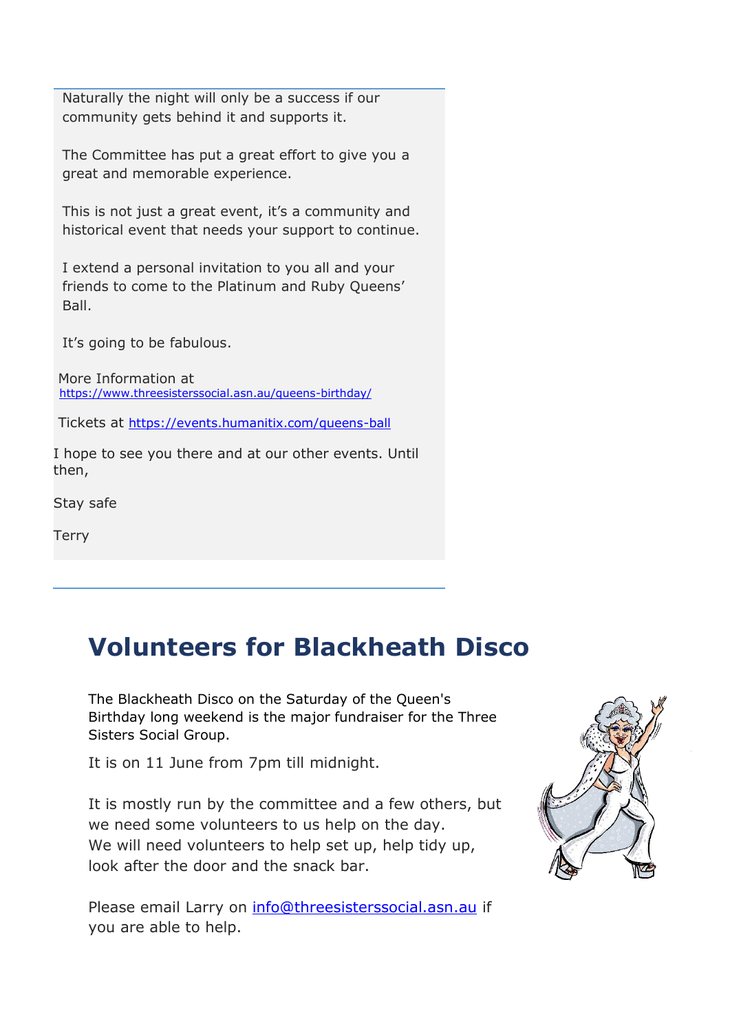Naturally the night will only be a success if our community gets behind it and supports it.

The Committee has put a great effort to give you a great and memorable experience.

This is not just a great event, it's a community and historical event that needs your support to continue.

I extend a personal invitation to you all and your friends to come to the Platinum and Ruby Queens' Ball.

It's going to be fabulous.

More Information at
https://www.threesisterssocial.asn.au/queens-birthday/

Tickets at https://events.humanitix.com/queens-ball

I hope to see you there and at our other events. Until then,

Stay safe

Terry

## Volunteers for Blackheath Disco

The Blackheath Disco on the Saturday of the Queen's Birthday long weekend is the major fundraiser for the Three Sisters Social Group.

It is on 11 June from 7pm till midnight.

It is mostly run by the committee and a few others, but we need some volunteers to us help on the day.
We will need volunteers to help set up, help tidy up, look after the door and the snack bar.

Please email Larry on info@threesisterssocial.asn.au if you are able to help.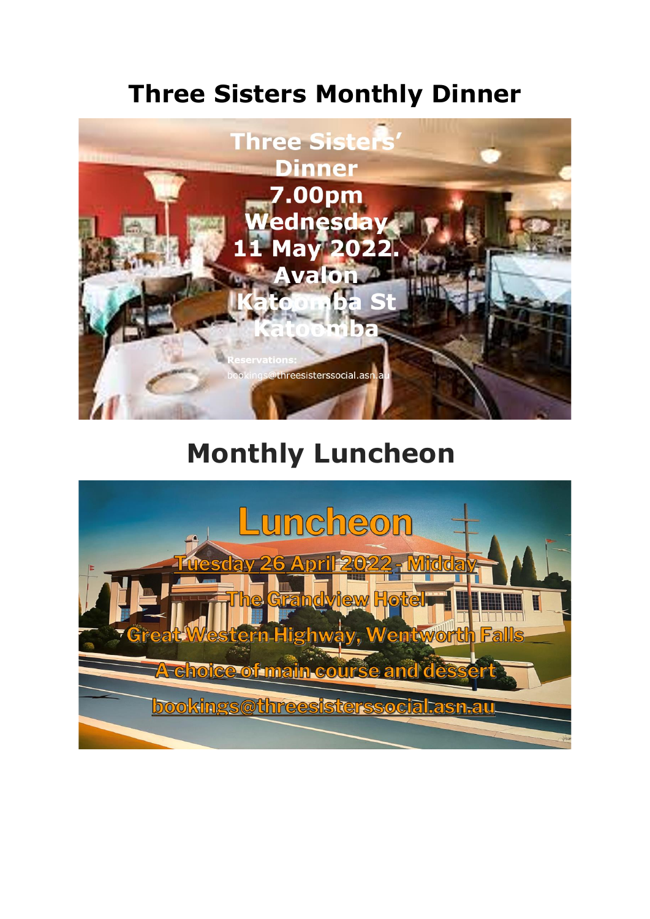# Three Sisters Monthly Dinner

Three Sisters' Dinner
7.00pm
Wednesday
11 May 2022.
Avalon
Katoomba St
Katoomba

Reservations:
bookings@threesisterssocial.asn.au

# Monthly Luncheon

Luncheon

Tuesday 26 April 2022 - Midday

The Grandview Hotel

Great Western Highway, Wentworth Falls

A choice of main course and dessert

bookings@threesisterssocial.asn.au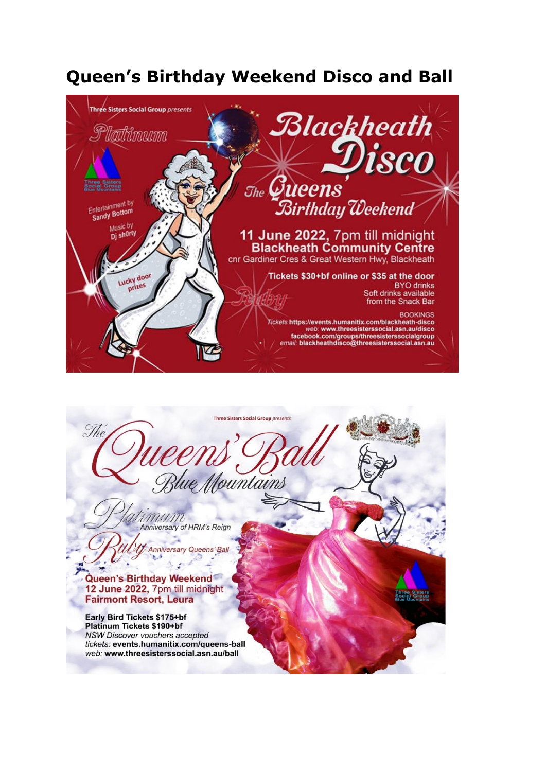# Queen's Birthday Weekend Disco and Ball

Three Sisters Social Group *presents*

*Platinum*

Three Sisters Social Group Blue Mountains

Entertainment by Sandy Bottom

Music by Dj sh0rty

Lucky door prizes

## Blackheath Disco

### The Queens' Birthday Weekend

**11 June 2022**, 7pm till midnight
**Blackheath Community Centre**
cnr Gardiner Cres & Great Western Hwy, Blackheath

**Tickets $30+bf online or $35 at the door**
BYO drinks
Soft drinks available from the Snack Bar

*Ruby*

BOOKINGS
*Tickets* **https://events.humanitix.com/blackheath-disco**
*web:* **www.threesisterssocial.asn.au/disco**
**facebook.com/groups/threesisterssocialgroup**
*email:* **blackheathdisco@threesisterssocial.asn.au**

---

Three Sisters Social Group *presents*

## The Queens' Ball

### Blue Mountains

*Platinum* Anniversary of HRM's Reign

*Ruby* Anniversary Queens' Ball

**Queen's Birthday Weekend**
**12 June 2022,** 7pm till midnight
**Fairmont Resort, Leura**

**Early Bird Tickets $175+bf**
**Platinum Tickets $190+bf**
*NSW Discover vouchers accepted*
*tickets:* **events.humanitix.com/queens-ball**
*web:* **www.threesisterssocial.asn.au/ball**

Three Sisters Social Group Blue Mountains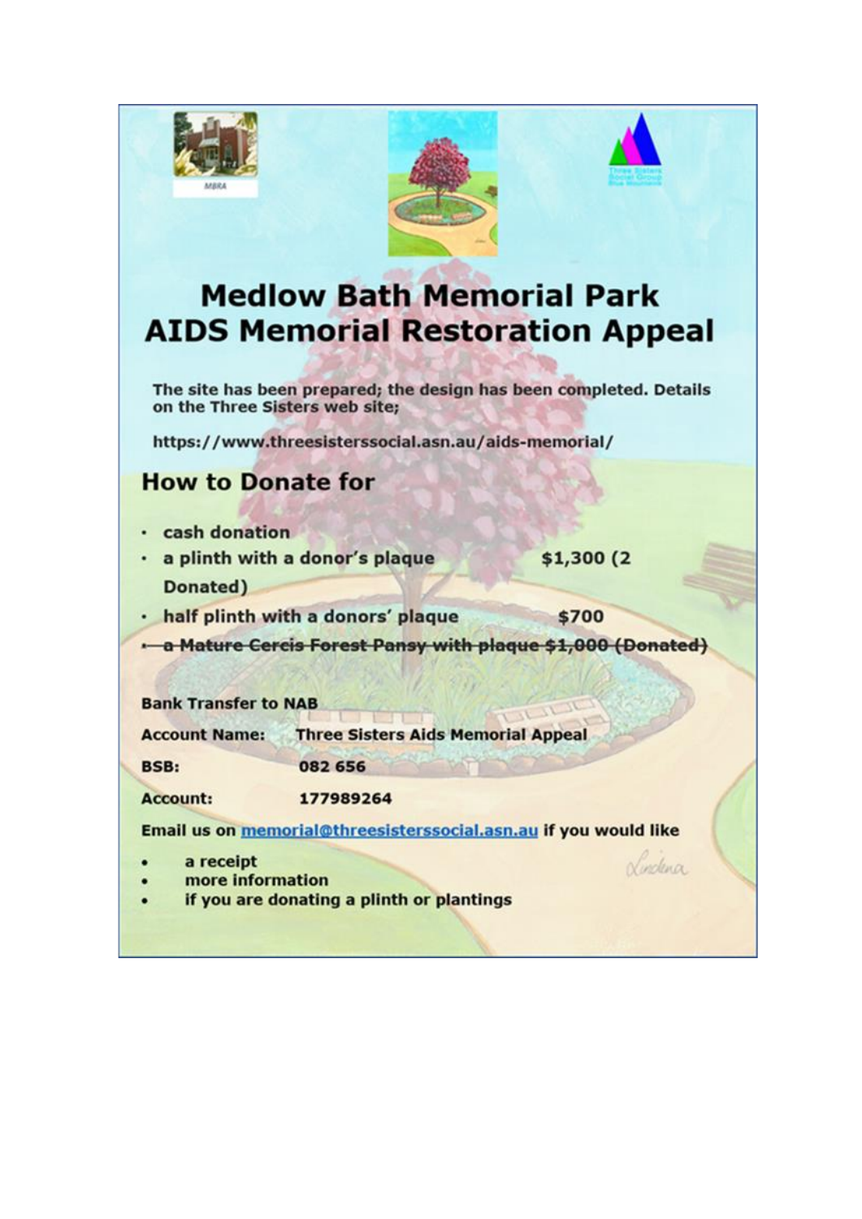MBRA

Three Sisters Social Group Blue Mountains

# Medlow Bath Memorial Park AIDS Memorial Restoration Appeal

**The site has been prepared; the design has been completed. Details on the Three Sisters web site;**

**https://www.threesisterssocial.asn.au/aids-memorial/**

## How to Donate for

- **cash donation**
- **a plinth with a donor's plaque $1,300 (2 Donated)**
- **half plinth with a donors' plaque $700**
- ~~**a Mature Cercis Forest Pansy with plaque $1,000 (Donated)**~~

**Bank Transfer to NAB**

| | |
|---|---|
| **Account Name:** | **Three Sisters Aids Memorial Appeal** |
| **BSB:** | **082 656** |
| **Account:** | **177989264** |

**Email us on memorial@threesisterssocial.asn.au if you would like**

- **a receipt**
- **more information**
- **if you are donating a plinth or plantings**

Lindena